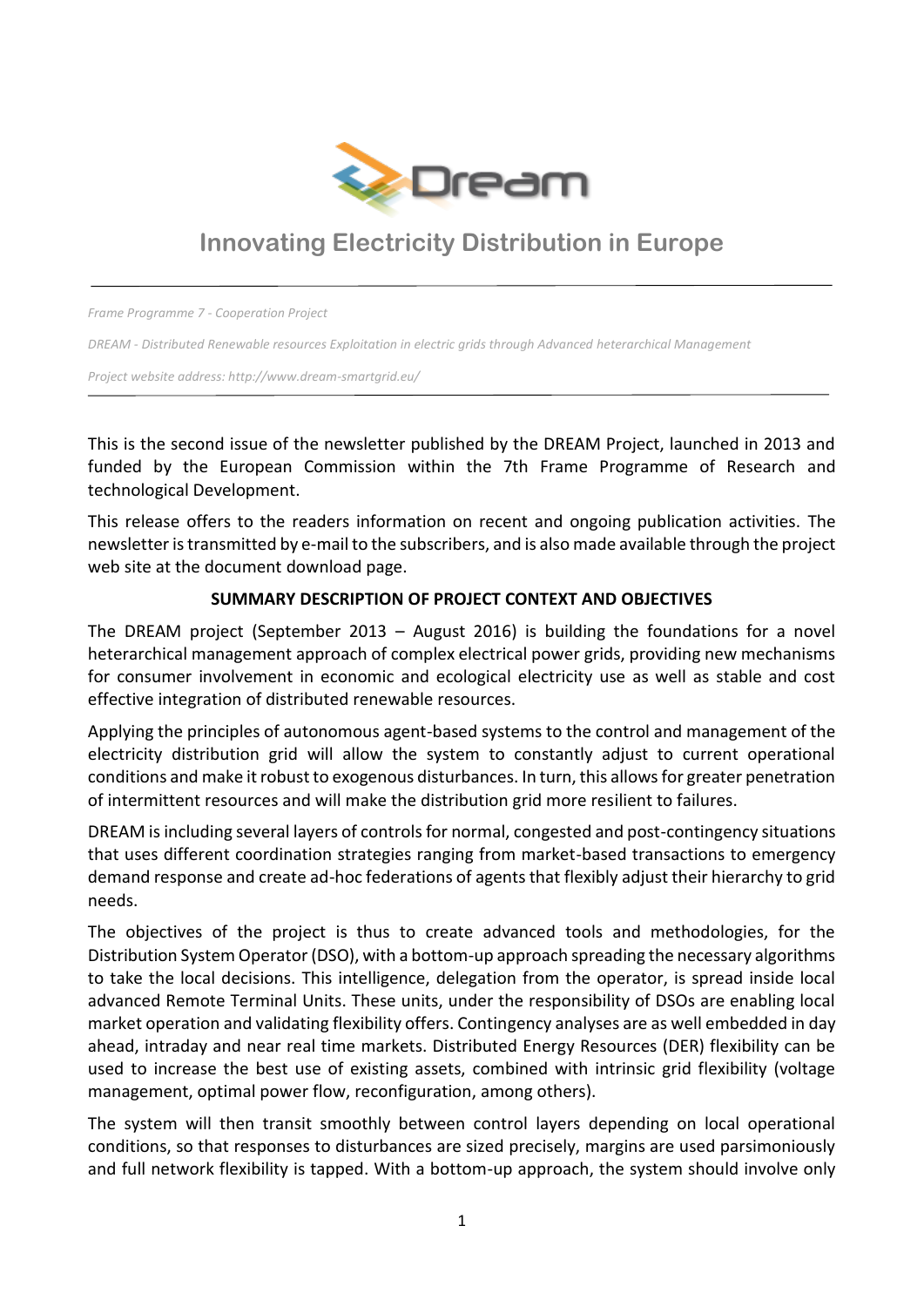# Innovating Electricity Distribution in Europe

*Frame Programme 7 - Cooperation Project*

*DREAM - Distributed Renewable resources Exploitation in electric grids through Advanced heterarchical Management*

*Project website address: http://www.dream-smartgrid.eu/*

This is the second issue of the newsletter published by the DREAM Project, launched in 2013 and funded by the European Commission within the 7th Frame Programme of Research and technological Development.

This release offers to the readers information on recent and ongoing publication activities. The newsletter is transmitted by e-mail to the subscribers, and is also made available through the project web site at the document download page.

**SUMMARY DESCRIPTION OF PROJECT CONTEXT AND OBJECTIVES**

The DREAM project (September 2013 – August 2016) is building the foundations for a novel heterarchical management approach of complex electrical power grids, providing new mechanisms for consumer involvement in economic and ecological electricity use as well as stable and cost effective integration of distributed renewable resources.

Applying the principles of autonomous agent-based systems to the control and management of the electricity distribution grid will allow the system to constantly adjust to current operational conditions and make it robust to exogenous disturbances. In turn, this allows for greater penetration of intermittent resources and will make the distribution grid more resilient to failures.

DREAM is including several layers of controls for normal, congested and post-contingency situations that uses different coordination strategies ranging from market-based transactions to emergency demand response and create ad-hoc federations of agents that flexibly adjust their hierarchy to grid needs.

The objectives of the project is thus to create advanced tools and methodologies, for the Distribution System Operator (DSO), with a bottom-up approach spreading the necessary algorithms to take the local decisions. This intelligence, delegation from the operator, is spread inside local advanced Remote Terminal Units. These units, under the responsibility of DSOs are enabling local market operation and validating flexibility offers. Contingency analyses are as well embedded in day ahead, intraday and near real time markets. Distributed Energy Resources (DER) flexibility can be used to increase the best use of existing assets, combined with intrinsic grid flexibility (voltage management, optimal power flow, reconfiguration, among others).

The system will then transit smoothly between control layers depending on local operational conditions, so that responses to disturbances are sized precisely, margins are used parsimoniously and full network flexibility is tapped. With a bottom-up approach, the system should involve only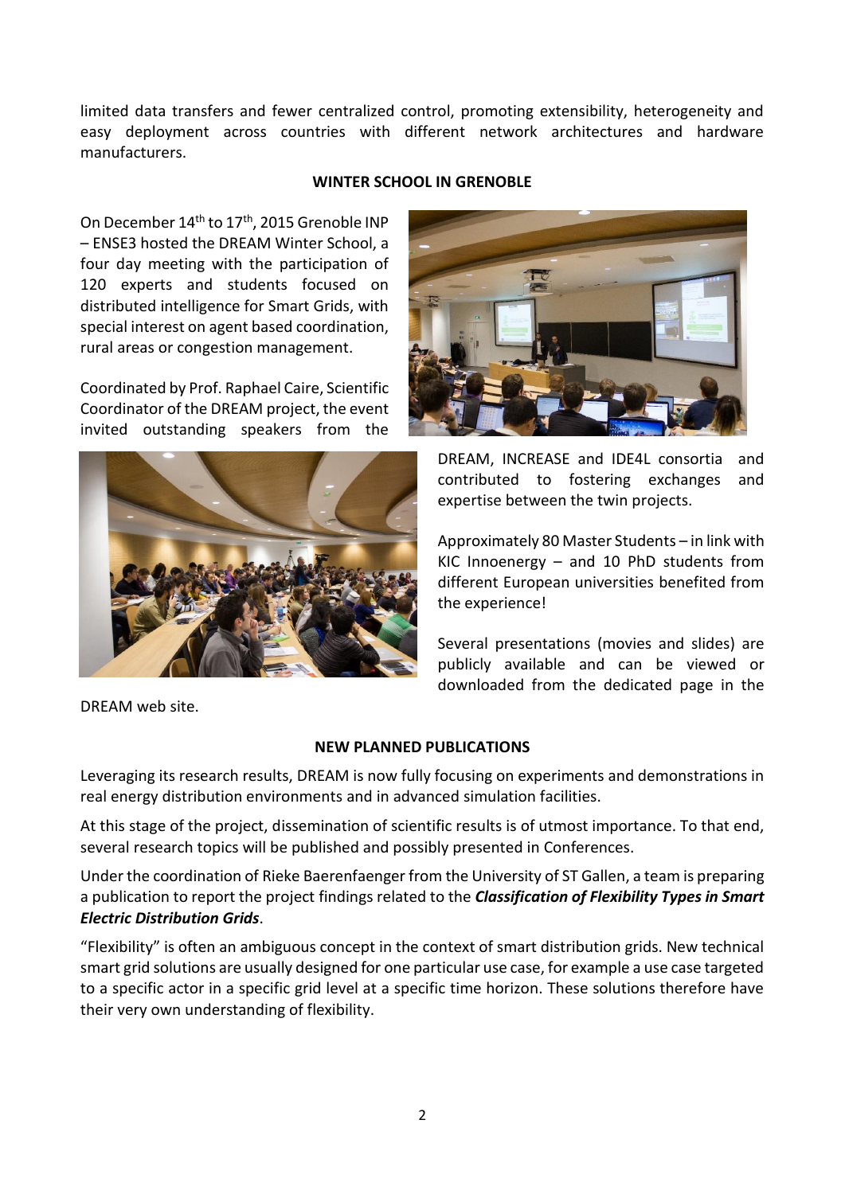limited data transfers and fewer centralized control, promoting extensibility, heterogeneity and easy deployment across countries with different network architectures and hardware manufacturers.

## WINTER SCHOOL IN GRENOBLE

On December 14th to 17th, 2015 Grenoble INP – ENSE3 hosted the DREAM Winter School, a four day meeting with the participation of 120 experts and students focused on distributed intelligence for Smart Grids, with special interest on agent based coordination, rural areas or congestion management.

Coordinated by Prof. Raphael Caire, Scientific Coordinator of the DREAM project, the event invited outstanding speakers from the DREAM, INCREASE and IDE4L consortia and contributed to fostering exchanges and expertise between the twin projects.

Approximately 80 Master Students – in link with KIC Innoenergy – and 10 PhD students from different European universities benefited from the experience!

Several presentations (movies and slides) are publicly available and can be viewed or downloaded from the dedicated page in the DREAM web site.

## NEW PLANNED PUBLICATIONS

Leveraging its research results, DREAM is now fully focusing on experiments and demonstrations in real energy distribution environments and in advanced simulation facilities.

At this stage of the project, dissemination of scientific results is of utmost importance. To that end, several research topics will be published and possibly presented in Conferences.

Under the coordination of Rieke Baerenfaenger from the University of ST Gallen, a team is preparing a publication to report the project findings related to the ***Classification of Flexibility Types in Smart Electric Distribution Grids***.

"Flexibility" is often an ambiguous concept in the context of smart distribution grids. New technical smart grid solutions are usually designed for one particular use case, for example a use case targeted to a specific actor in a specific grid level at a specific time horizon. These solutions therefore have their very own understanding of flexibility.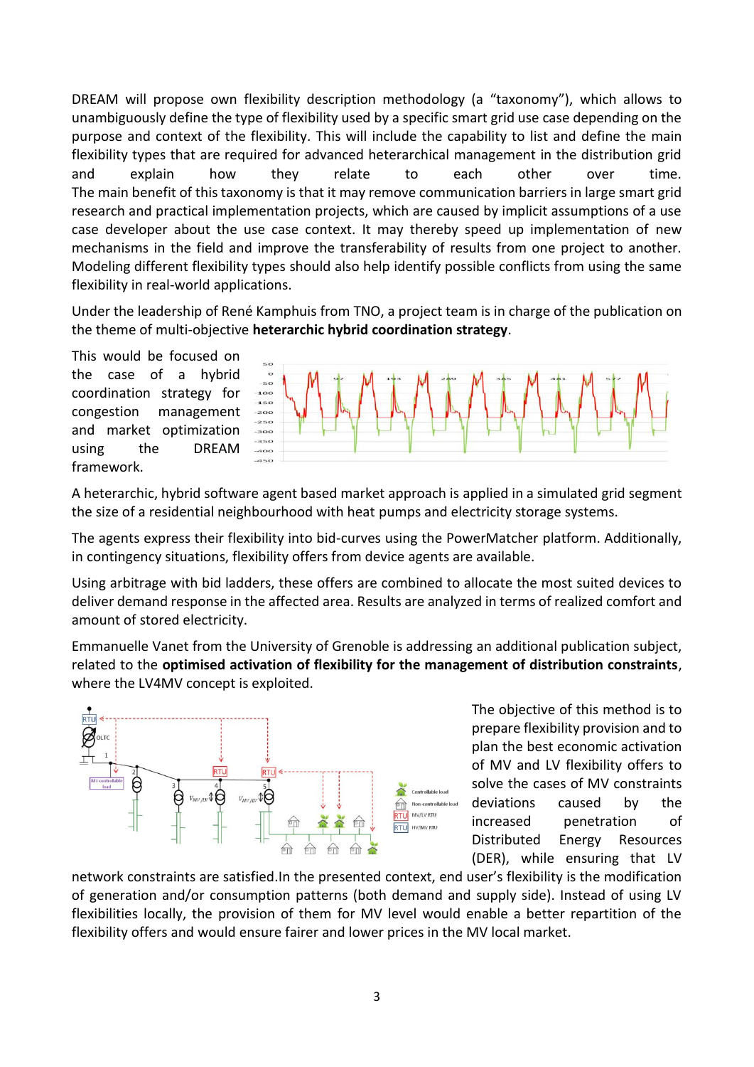DREAM will propose own flexibility description methodology (a "taxonomy"), which allows to unambiguously define the type of flexibility used by a specific smart grid use case depending on the purpose and context of the flexibility. This will include the capability to list and define the main flexibility types that are required for advanced heterarchical management in the distribution grid and explain how they relate to each other over time. The main benefit of this taxonomy is that it may remove communication barriers in large smart grid research and practical implementation projects, which are caused by implicit assumptions of a use case developer about the use case context. It may thereby speed up implementation of new mechanisms in the field and improve the transferability of results from one project to another. Modeling different flexibility types should also help identify possible conflicts from using the same flexibility in real-world applications.

Under the leadership of René Kamphuis from TNO, a project team is in charge of the publication on the theme of multi-objective **heterarchic hybrid coordination strategy**.

This would be focused on the case of a hybrid coordination strategy for congestion management and market optimization using the DREAM framework.

A heterarchic, hybrid software agent based market approach is applied in a simulated grid segment the size of a residential neighbourhood with heat pumps and electricity storage systems.

The agents express their flexibility into bid-curves using the PowerMatcher platform. Additionally, in contingency situations, flexibility offers from device agents are available.

Using arbitrage with bid ladders, these offers are combined to allocate the most suited devices to deliver demand response in the affected area. Results are analyzed in terms of realized comfort and amount of stored electricity.

Emmanuelle Vanet from the University of Grenoble is addressing an additional publication subject, related to the **optimised activation of flexibility for the management of distribution constraints**, where the LV4MV concept is exploited.

The objective of this method is to prepare flexibility provision and to plan the best economic activation of MV and LV flexibility offers to solve the cases of MV constraints deviations caused by the increased penetration of Distributed Energy Resources (DER), while ensuring that LV network constraints are satisfied.In the presented context, end user's flexibility is the modification of generation and/or consumption patterns (both demand and supply side). Instead of using LV flexibilities locally, the provision of them for MV level would enable a better repartition of the flexibility offers and would ensure fairer and lower prices in the MV local market.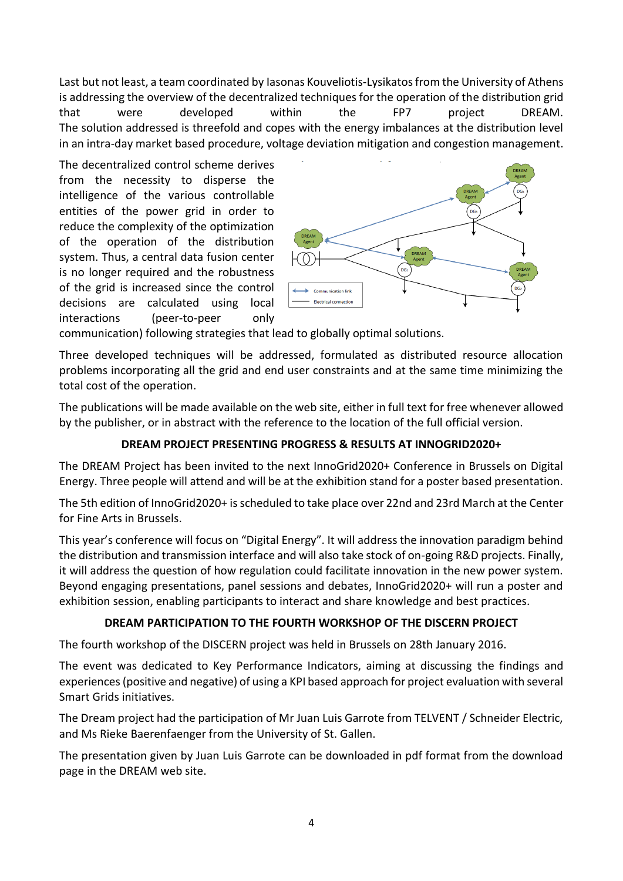Last but not least, a team coordinated by Iasonas Kouveliotis-Lysikatos from the University of Athens is addressing the overview of the decentralized techniques for the operation of the distribution grid that were developed within the FP7 project DREAM. The solution addressed is threefold and copes with the energy imbalances at the distribution level in an intra-day market based procedure, voltage deviation mitigation and congestion management.

The decentralized control scheme derives from the necessity to disperse the intelligence of the various controllable entities of the power grid in order to reduce the complexity of the optimization of the operation of the distribution system. Thus, a central data fusion center is no longer required and the robustness of the grid is increased since the control decisions are calculated using local interactions (peer-to-peer only communication) following strategies that lead to globally optimal solutions.

DREAM Agent

DREAM Agent

DREAM Agent

DREAM Agent

DREAM Agent

DG1

DG2

DG3

DG4

Communication link

Electrical connection

Three developed techniques will be addressed, formulated as distributed resource allocation problems incorporating all the grid and end user constraints and at the same time minimizing the total cost of the operation.

The publications will be made available on the web site, either in full text for free whenever allowed by the publisher, or in abstract with the reference to the location of the full official version.

## DREAM PROJECT PRESENTING PROGRESS & RESULTS AT INNOGRID2020+

The DREAM Project has been invited to the next InnoGrid2020+ Conference in Brussels on Digital Energy. Three people will attend and will be at the exhibition stand for a poster based presentation.

The 5th edition of InnoGrid2020+ is scheduled to take place over 22nd and 23rd March at the Center for Fine Arts in Brussels.

This year's conference will focus on "Digital Energy". It will address the innovation paradigm behind the distribution and transmission interface and will also take stock of on-going R&D projects. Finally, it will address the question of how regulation could facilitate innovation in the new power system. Beyond engaging presentations, panel sessions and debates, InnoGrid2020+ will run a poster and exhibition session, enabling participants to interact and share knowledge and best practices.

## DREAM PARTICIPATION TO THE FOURTH WORKSHOP OF THE DISCERN PROJECT

The fourth workshop of the DISCERN project was held in Brussels on 28th January 2016.

The event was dedicated to Key Performance Indicators, aiming at discussing the findings and experiences (positive and negative) of using a KPI based approach for project evaluation with several Smart Grids initiatives.

The Dream project had the participation of Mr Juan Luis Garrote from TELVENT / Schneider Electric, and Ms Rieke Baerenfaenger from the University of St. Gallen.

The presentation given by Juan Luis Garrote can be downloaded in pdf format from the download page in the DREAM web site.